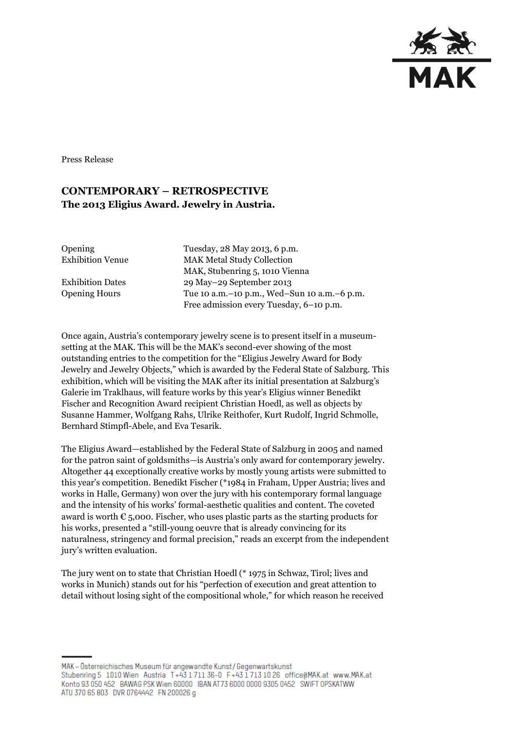Press Release

# CONTEMPORARY – RETROSPECTIVE
## The 2013 Eligius Award. Jewelry in Austria.

| | |
|---|---|
| Opening | Tuesday, 28 May 2013, 6 p.m. |
| Exhibition Venue | MAK Metal Study Collection<br>MAK, Stubenring 5, 1010 Vienna |
| Exhibition Dates | 29 May–29 September 2013 |
| Opening Hours | Tue 10 a.m.–10 p.m., Wed–Sun 10 a.m.–6 p.m.<br>Free admission every Tuesday, 6–10 p.m. |

Once again, Austria's contemporary jewelry scene is to present itself in a museum-setting at the MAK. This will be the MAK's second-ever showing of the most outstanding entries to the competition for the "Eligius Jewelry Award for Body Jewelry and Jewelry Objects," which is awarded by the Federal State of Salzburg. This exhibition, which will be visiting the MAK after its initial presentation at Salzburg's Galerie im Traklhaus, will feature works by this year's Eligius winner Benedikt Fischer and Recognition Award recipient Christian Hoedl, as well as objects by Susanne Hammer, Wolfgang Rahs, Ulrike Reithofer, Kurt Rudolf, Ingrid Schmolle, Bernhard Stimpfl-Abele, and Eva Tesarik.

The Eligius Award—established by the Federal State of Salzburg in 2005 and named for the patron saint of goldsmiths—is Austria's only award for contemporary jewelry. Altogether 44 exceptionally creative works by mostly young artists were submitted to this year's competition. Benedikt Fischer (*1984 in Fraham, Upper Austria; lives and works in Halle, Germany) won over the jury with his contemporary formal language and the intensity of his works' formal-aesthetic qualities and content. The coveted award is worth € 5,000. Fischer, who uses plastic parts as the starting products for his works, presented a "still-young oeuvre that is already convincing for its naturalness, stringency and formal precision," reads an excerpt from the independent jury's written evaluation.

The jury went on to state that Christian Hoedl (* 1975 in Schwaz, Tirol; lives and works in Munich) stands out for his "perfection of execution and great attention to detail without losing sight of the compositional whole," for which reason he received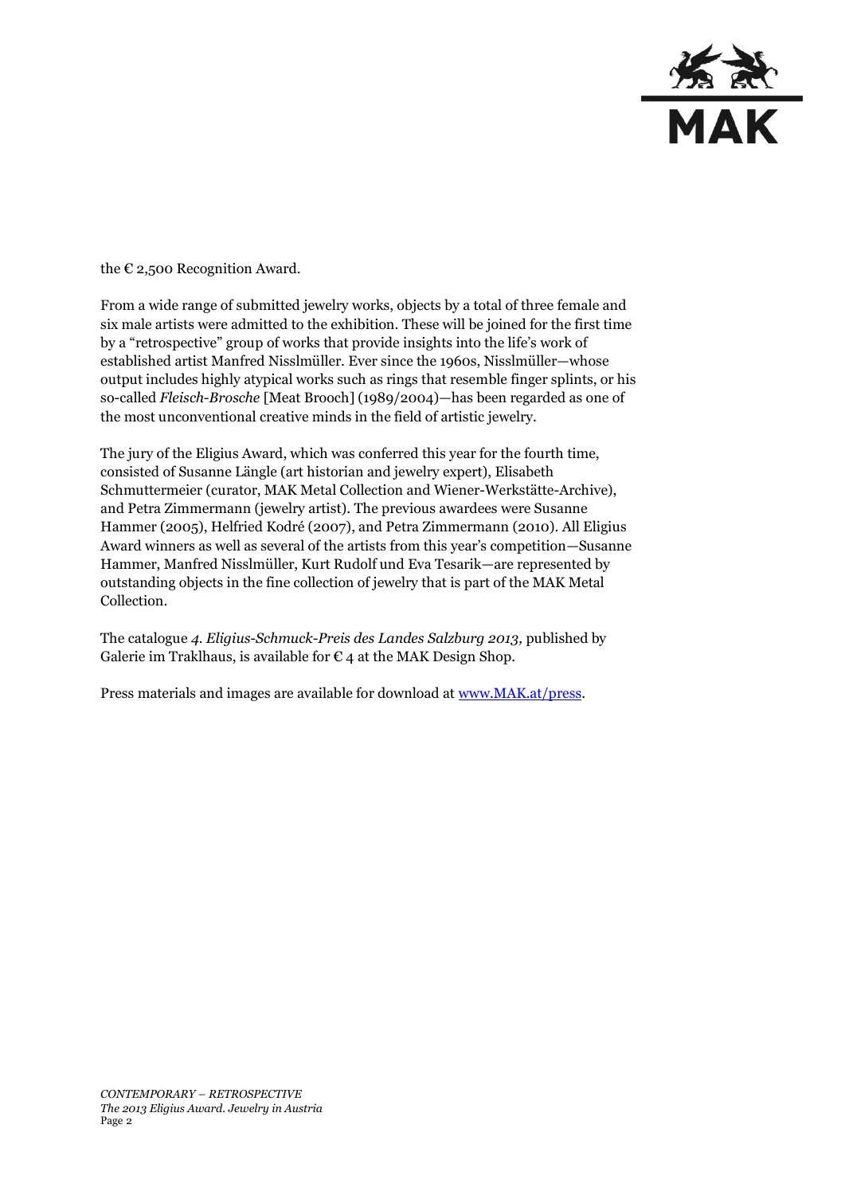the € 2,500 Recognition Award.

From a wide range of submitted jewelry works, objects by a total of three female and six male artists were admitted to the exhibition. These will be joined for the first time by a "retrospective" group of works that provide insights into the life's work of established artist Manfred Nisslmüller. Ever since the 1960s, Nisslmüller—whose output includes highly atypical works such as rings that resemble finger splints, or his so-called *Fleisch-Brosche* [Meat Brooch] (1989/2004)—has been regarded as one of the most unconventional creative minds in the field of artistic jewelry.

The jury of the Eligius Award, which was conferred this year for the fourth time, consisted of Susanne Längle (art historian and jewelry expert), Elisabeth Schmuttermeier (curator, MAK Metal Collection and Wiener-Werkstätte-Archive), and Petra Zimmermann (jewelry artist). The previous awardees were Susanne Hammer (2005), Helfried Kodré (2007), and Petra Zimmermann (2010). All Eligius Award winners as well as several of the artists from this year's competition—Susanne Hammer, Manfred Nisslmüller, Kurt Rudolf und Eva Tesarik—are represented by outstanding objects in the fine collection of jewelry that is part of the MAK Metal Collection.

The catalogue *4. Eligius-Schmuck-Preis des Landes Salzburg 2013,* published by Galerie im Traklhaus, is available for € 4 at the MAK Design Shop.

Press materials and images are available for download at www.MAK.at/press.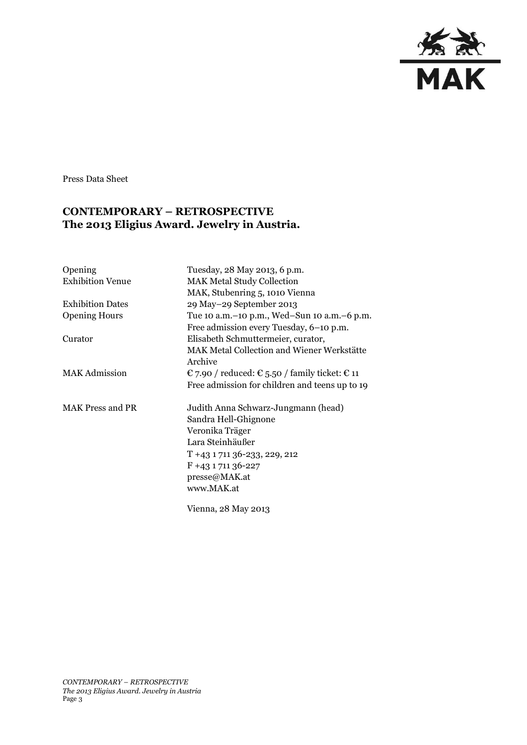Press Data Sheet

## CONTEMPORARY – RETROSPECTIVE
## The 2013 Eligius Award. Jewelry in Austria.

| | |
|---|---|
| Opening | Tuesday, 28 May 2013, 6 p.m. |
| Exhibition Venue | MAK Metal Study Collection<br>MAK, Stubenring 5, 1010 Vienna |
| Exhibition Dates | 29 May–29 September 2013 |
| Opening Hours | Tue 10 a.m.–10 p.m., Wed–Sun 10 a.m.–6 p.m.<br>Free admission every Tuesday, 6–10 p.m. |
| Curator | Elisabeth Schmuttermeier, curator,<br>MAK Metal Collection and Wiener Werkstätte Archive |
| MAK Admission | € 7.90 / reduced: € 5.50 / family ticket: € 11<br>Free admission for children and teens up to 19 |
| MAK Press and PR | Judith Anna Schwarz-Jungmann (head)<br>Sandra Hell-Ghignone<br>Veronika Träger<br>Lara Steinhäußer<br>T +43 1 711 36-233, 229, 212<br>F +43 1 711 36-227<br>presse@MAK.at<br>www.MAK.at |

Vienna, 28 May 2013